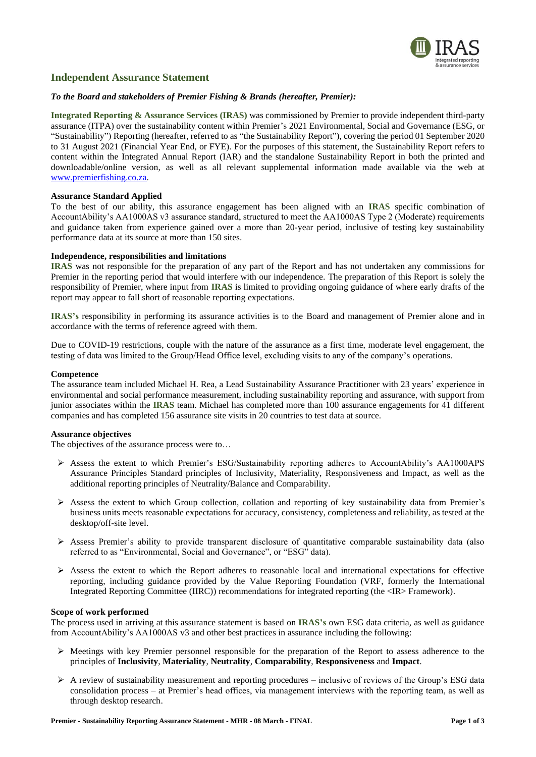# Independent Assurance Statement

***To the Board and stakeholders of Premier Fishing & Brands (hereafter, Premier):***

**Integrated Reporting & Assurance Services (IRAS)** was commissioned by Premier to provide independent third-party assurance (ITPA) over the sustainability content within Premier's 2021 Environmental, Social and Governance (ESG, or "Sustainability") Reporting (hereafter, referred to as "the Sustainability Report"), covering the period 01 September 2020 to 31 August 2021 (Financial Year End, or FYE). For the purposes of this statement, the Sustainability Report refers to content within the Integrated Annual Report (IAR) and the standalone Sustainability Report in both the printed and downloadable/online version, as well as all relevant supplemental information made available via the web at www.premierfishing.co.za.

**Assurance Standard Applied**

To the best of our ability, this assurance engagement has been aligned with an **IRAS** specific combination of AccountAbility's AA1000AS v3 assurance standard, structured to meet the AA1000AS Type 2 (Moderate) requirements and guidance taken from experience gained over a more than 20-year period, inclusive of testing key sustainability performance data at its source at more than 150 sites.

**Independence, responsibilities and limitations**

**IRAS** was not responsible for the preparation of any part of the Report and has not undertaken any commissions for Premier in the reporting period that would interfere with our independence. The preparation of this Report is solely the responsibility of Premier, where input from **IRAS** is limited to providing ongoing guidance of where early drafts of the report may appear to fall short of reasonable reporting expectations.

**IRAS's** responsibility in performing its assurance activities is to the Board and management of Premier alone and in accordance with the terms of reference agreed with them.

Due to COVID-19 restrictions, couple with the nature of the assurance as a first time, moderate level engagement, the testing of data was limited to the Group/Head Office level, excluding visits to any of the company's operations.

**Competence**

The assurance team included Michael H. Rea, a Lead Sustainability Assurance Practitioner with 23 years' experience in environmental and social performance measurement, including sustainability reporting and assurance, with support from junior associates within the **IRAS** team. Michael has completed more than 100 assurance engagements for 41 different companies and has completed 156 assurance site visits in 20 countries to test data at source.

**Assurance objectives**

The objectives of the assurance process were to…

- Assess the extent to which Premier's ESG/Sustainability reporting adheres to AccountAbility's AA1000APS Assurance Principles Standard principles of Inclusivity, Materiality, Responsiveness and Impact, as well as the additional reporting principles of Neutrality/Balance and Comparability.
- Assess the extent to which Group collection, collation and reporting of key sustainability data from Premier's business units meets reasonable expectations for accuracy, consistency, completeness and reliability, as tested at the desktop/off-site level.
- Assess Premier's ability to provide transparent disclosure of quantitative comparable sustainability data (also referred to as "Environmental, Social and Governance", or "ESG" data).
- Assess the extent to which the Report adheres to reasonable local and international expectations for effective reporting, including guidance provided by the Value Reporting Foundation (VRF, formerly the International Integrated Reporting Committee (IIRC)) recommendations for integrated reporting (the <IR> Framework).

**Scope of work performed**

The process used in arriving at this assurance statement is based on **IRAS's** own ESG data criteria, as well as guidance from AccountAbility's AA1000AS v3 and other best practices in assurance including the following:

- Meetings with key Premier personnel responsible for the preparation of the Report to assess adherence to the principles of **Inclusivity**, **Materiality**, **Neutrality**, **Comparability**, **Responsiveness** and **Impact**.
- A review of sustainability measurement and reporting procedures – inclusive of reviews of the Group's ESG data consolidation process – at Premier's head offices, via management interviews with the reporting team, as well as through desktop research.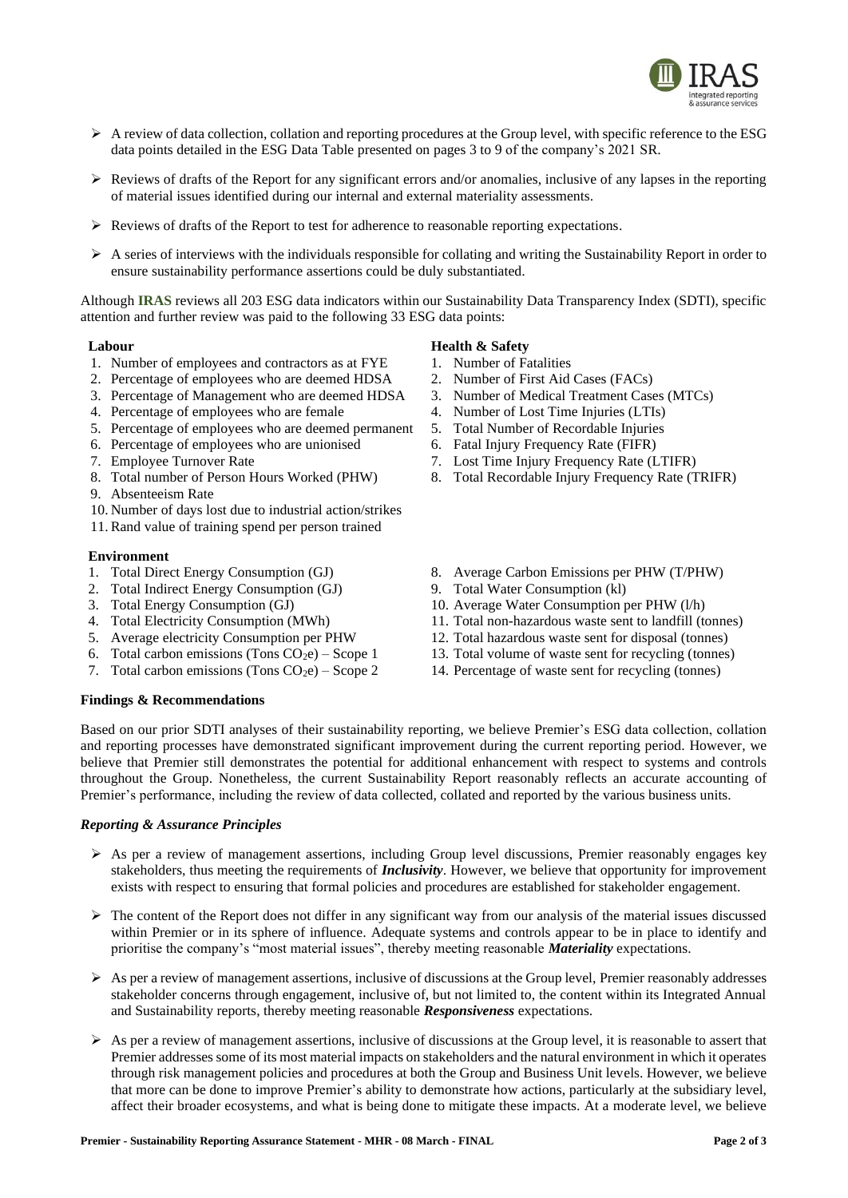- A review of data collection, collation and reporting procedures at the Group level, with specific reference to the ESG data points detailed in the ESG Data Table presented on pages 3 to 9 of the company's 2021 SR.
- Reviews of drafts of the Report for any significant errors and/or anomalies, inclusive of any lapses in the reporting of material issues identified during our internal and external materiality assessments.
- Reviews of drafts of the Report to test for adherence to reasonable reporting expectations.
- A series of interviews with the individuals responsible for collating and writing the Sustainability Report in order to ensure sustainability performance assertions could be duly substantiated.

Although **IRAS** reviews all 203 ESG data indicators within our Sustainability Data Transparency Index (SDTI), specific attention and further review was paid to the following 33 ESG data points:

**Labour**

1. Number of employees and contractors as at FYE
2. Percentage of employees who are deemed HDSA
3. Percentage of Management who are deemed HDSA
4. Percentage of employees who are female
5. Percentage of employees who are deemed permanent
6. Percentage of employees who are unionised
7. Employee Turnover Rate
8. Total number of Person Hours Worked (PHW)
9. Absenteeism Rate
10. Number of days lost due to industrial action/strikes
11. Rand value of training spend per person trained

**Health & Safety**

1. Number of Fatalities
2. Number of First Aid Cases (FACs)
3. Number of Medical Treatment Cases (MTCs)
4. Number of Lost Time Injuries (LTIs)
5. Total Number of Recordable Injuries
6. Fatal Injury Frequency Rate (FIFR)
7. Lost Time Injury Frequency Rate (LTIFR)
8. Total Recordable Injury Frequency Rate (TRIFR)

**Environment**

1. Total Direct Energy Consumption (GJ)
2. Total Indirect Energy Consumption (GJ)
3. Total Energy Consumption (GJ)
4. Total Electricity Consumption (MWh)
5. Average electricity Consumption per PHW
6. Total carbon emissions (Tons $CO_2e$) – Scope 1
7. Total carbon emissions (Tons $CO_2e$) – Scope 2
8. Average Carbon Emissions per PHW (T/PHW)
9. Total Water Consumption (kl)
10. Average Water Consumption per PHW (l/h)
11. Total non-hazardous waste sent to landfill (tonnes)
12. Total hazardous waste sent for disposal (tonnes)
13. Total volume of waste sent for recycling (tonnes)
14. Percentage of waste sent for recycling (tonnes)

**Findings & Recommendations**

Based on our prior SDTI analyses of their sustainability reporting, we believe Premier's ESG data collection, collation and reporting processes have demonstrated significant improvement during the current reporting period. However, we believe that Premier still demonstrates the potential for additional enhancement with respect to systems and controls throughout the Group. Nonetheless, the current Sustainability Report reasonably reflects an accurate accounting of Premier's performance, including the review of data collected, collated and reported by the various business units.

***Reporting & Assurance Principles***

- As per a review of management assertions, including Group level discussions, Premier reasonably engages key stakeholders, thus meeting the requirements of ***Inclusivity***. However, we believe that opportunity for improvement exists with respect to ensuring that formal policies and procedures are established for stakeholder engagement.
- The content of the Report does not differ in any significant way from our analysis of the material issues discussed within Premier or in its sphere of influence. Adequate systems and controls appear to be in place to identify and prioritise the company's "most material issues", thereby meeting reasonable ***Materiality*** expectations.
- As per a review of management assertions, inclusive of discussions at the Group level, Premier reasonably addresses stakeholder concerns through engagement, inclusive of, but not limited to, the content within its Integrated Annual and Sustainability reports, thereby meeting reasonable ***Responsiveness*** expectations.
- As per a review of management assertions, inclusive of discussions at the Group level, it is reasonable to assert that Premier addresses some of its most material impacts on stakeholders and the natural environment in which it operates through risk management policies and procedures at both the Group and Business Unit levels. However, we believe that more can be done to improve Premier's ability to demonstrate how actions, particularly at the subsidiary level, affect their broader ecosystems, and what is being done to mitigate these impacts. At a moderate level, we believe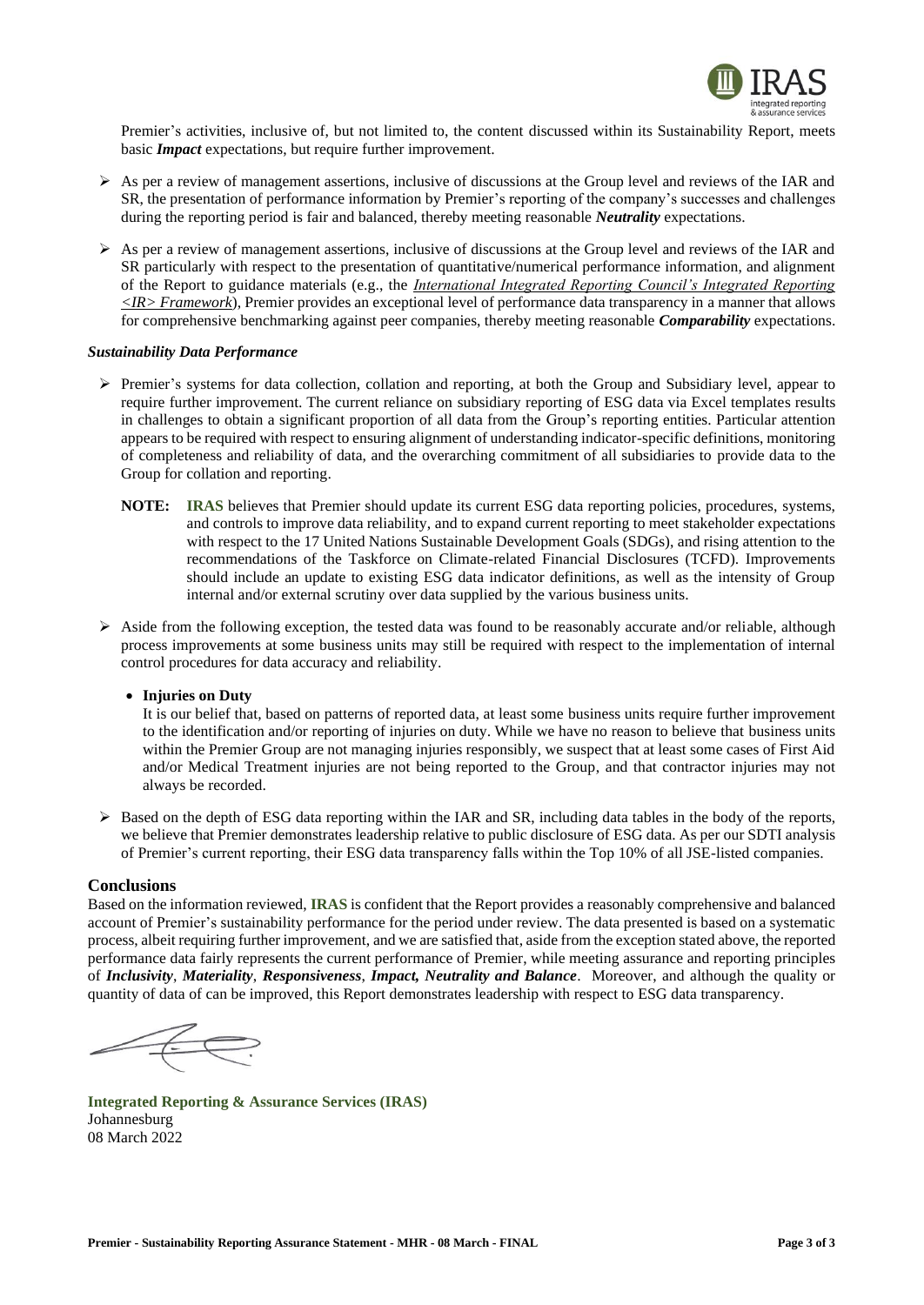Premier's activities, inclusive of, but not limited to, the content discussed within its Sustainability Report, meets basic ***Impact*** expectations, but require further improvement.

- As per a review of management assertions, inclusive of discussions at the Group level and reviews of the IAR and SR, the presentation of performance information by Premier's reporting of the company's successes and challenges during the reporting period is fair and balanced, thereby meeting reasonable ***Neutrality*** expectations.
- As per a review of management assertions, inclusive of discussions at the Group level and reviews of the IAR and SR particularly with respect to the presentation of quantitative/numerical performance information, and alignment of the Report to guidance materials (e.g., the *International Integrated Reporting Council's Integrated Reporting <IR> Framework*), Premier provides an exceptional level of performance data transparency in a manner that allows for comprehensive benchmarking against peer companies, thereby meeting reasonable ***Comparability*** expectations.

***Sustainability Data Performance***

- Premier's systems for data collection, collation and reporting, at both the Group and Subsidiary level, appear to require further improvement. The current reliance on subsidiary reporting of ESG data via Excel templates results in challenges to obtain a significant proportion of all data from the Group's reporting entities. Particular attention appears to be required with respect to ensuring alignment of understanding indicator-specific definitions, monitoring of completeness and reliability of data, and the overarching commitment of all subsidiaries to provide data to the Group for collation and reporting.

  **NOTE:** **IRAS** believes that Premier should update its current ESG data reporting policies, procedures, systems, and controls to improve data reliability, and to expand current reporting to meet stakeholder expectations with respect to the 17 United Nations Sustainable Development Goals (SDGs), and rising attention to the recommendations of the Taskforce on Climate-related Financial Disclosures (TCFD). Improvements should include an update to existing ESG data indicator definitions, as well as the intensity of Group internal and/or external scrutiny over data supplied by the various business units.

- Aside from the following exception, the tested data was found to be reasonably accurate and/or reliable, although process improvements at some business units may still be required with respect to the implementation of internal control procedures for data accuracy and reliability.

  - **Injuries on Duty**

    It is our belief that, based on patterns of reported data, at least some business units require further improvement to the identification and/or reporting of injuries on duty. While we have no reason to believe that business units within the Premier Group are not managing injuries responsibly, we suspect that at least some cases of First Aid and/or Medical Treatment injuries are not being reported to the Group, and that contractor injuries may not always be recorded.

- Based on the depth of ESG data reporting within the IAR and SR, including data tables in the body of the reports, we believe that Premier demonstrates leadership relative to public disclosure of ESG data. As per our SDTI analysis of Premier's current reporting, their ESG data transparency falls within the Top 10% of all JSE-listed companies.

## Conclusions

Based on the information reviewed, **IRAS** is confident that the Report provides a reasonably comprehensive and balanced account of Premier's sustainability performance for the period under review. The data presented is based on a systematic process, albeit requiring further improvement, and we are satisfied that, aside from the exception stated above, the reported performance data fairly represents the current performance of Premier, while meeting assurance and reporting principles of ***Inclusivity***, ***Materiality***, ***Responsiveness***, ***Impact, Neutrality and Balance***. Moreover, and although the quality or quantity of data of can be improved, this Report demonstrates leadership with respect to ESG data transparency.

**Integrated Reporting & Assurance Services (IRAS)**
Johannesburg
08 March 2022